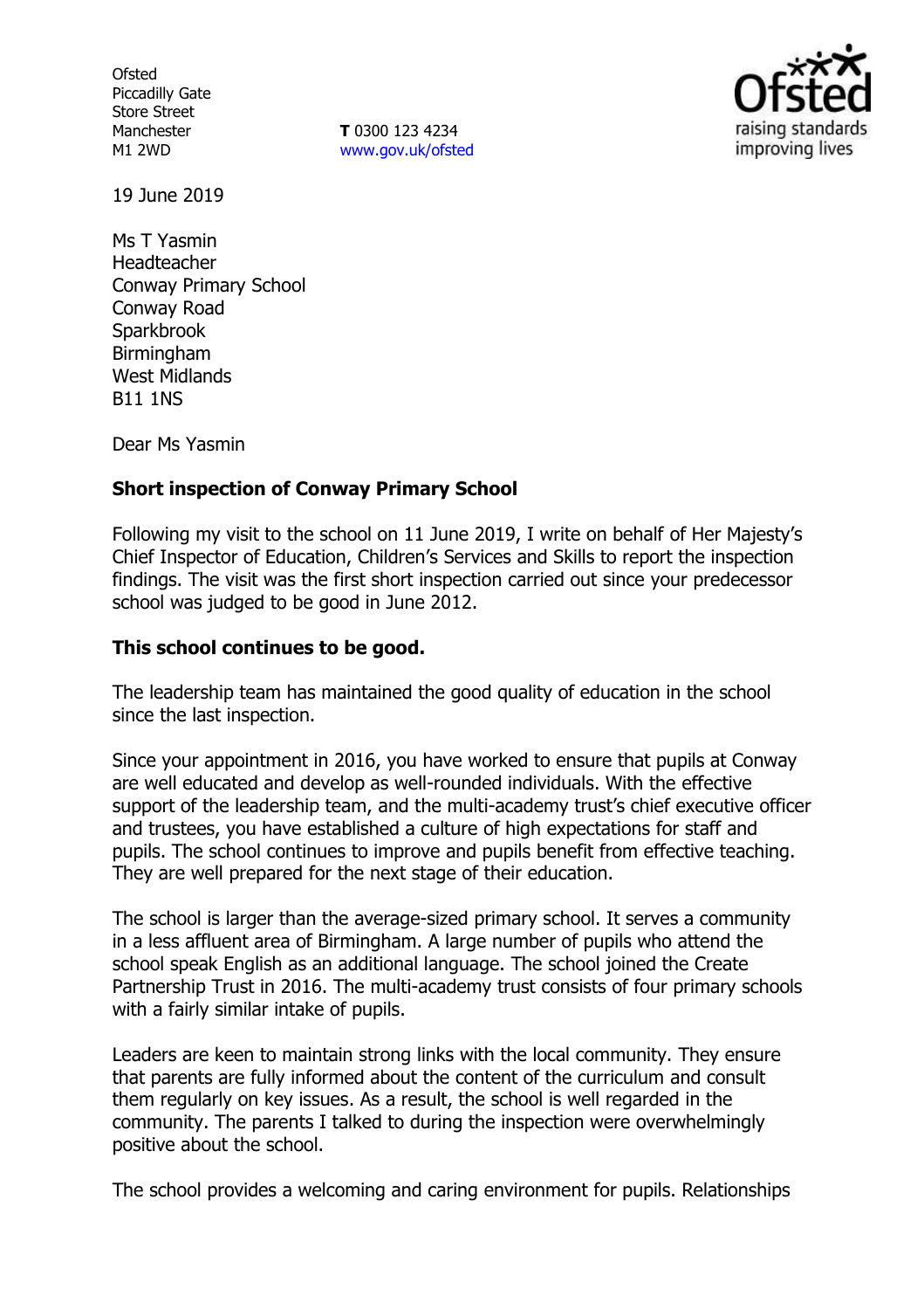Ofsted
Piccadilly Gate
Store Street
Manchester
M1 2WD

**T** 0300 123 4234
www.gov.uk/ofsted

19 June 2019

Ms T Yasmin
Headteacher
Conway Primary School
Conway Road
Sparkbrook
Birmingham
West Midlands
B11 1NS

Dear Ms Yasmin

**Short inspection of Conway Primary School**

Following my visit to the school on 11 June 2019, I write on behalf of Her Majesty's Chief Inspector of Education, Children's Services and Skills to report the inspection findings. The visit was the first short inspection carried out since your predecessor school was judged to be good in June 2012.

**This school continues to be good.**

The leadership team has maintained the good quality of education in the school since the last inspection.

Since your appointment in 2016, you have worked to ensure that pupils at Conway are well educated and develop as well-rounded individuals. With the effective support of the leadership team, and the multi-academy trust's chief executive officer and trustees, you have established a culture of high expectations for staff and pupils. The school continues to improve and pupils benefit from effective teaching. They are well prepared for the next stage of their education.

The school is larger than the average-sized primary school. It serves a community in a less affluent area of Birmingham. A large number of pupils who attend the school speak English as an additional language. The school joined the Create Partnership Trust in 2016. The multi-academy trust consists of four primary schools with a fairly similar intake of pupils.

Leaders are keen to maintain strong links with the local community. They ensure that parents are fully informed about the content of the curriculum and consult them regularly on key issues. As a result, the school is well regarded in the community. The parents I talked to during the inspection were overwhelmingly positive about the school.

The school provides a welcoming and caring environment for pupils. Relationships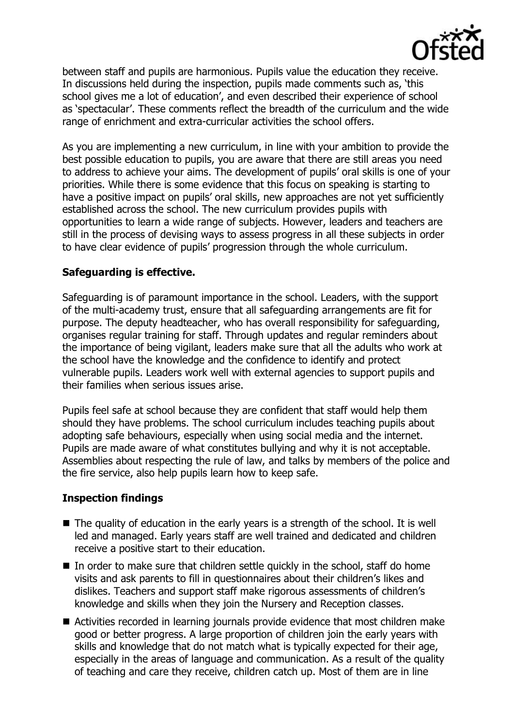between staff and pupils are harmonious. Pupils value the education they receive. In discussions held during the inspection, pupils made comments such as, 'this school gives me a lot of education', and even described their experience of school as 'spectacular'. These comments reflect the breadth of the curriculum and the wide range of enrichment and extra-curricular activities the school offers.

As you are implementing a new curriculum, in line with your ambition to provide the best possible education to pupils, you are aware that there are still areas you need to address to achieve your aims. The development of pupils' oral skills is one of your priorities. While there is some evidence that this focus on speaking is starting to have a positive impact on pupils' oral skills, new approaches are not yet sufficiently established across the school. The new curriculum provides pupils with opportunities to learn a wide range of subjects. However, leaders and teachers are still in the process of devising ways to assess progress in all these subjects in order to have clear evidence of pupils' progression through the whole curriculum.

**Safeguarding is effective.**

Safeguarding is of paramount importance in the school. Leaders, with the support of the multi-academy trust, ensure that all safeguarding arrangements are fit for purpose. The deputy headteacher, who has overall responsibility for safeguarding, organises regular training for staff. Through updates and regular reminders about the importance of being vigilant, leaders make sure that all the adults who work at the school have the knowledge and the confidence to identify and protect vulnerable pupils. Leaders work well with external agencies to support pupils and their families when serious issues arise.

Pupils feel safe at school because they are confident that staff would help them should they have problems. The school curriculum includes teaching pupils about adopting safe behaviours, especially when using social media and the internet. Pupils are made aware of what constitutes bullying and why it is not acceptable. Assemblies about respecting the rule of law, and talks by members of the police and the fire service, also help pupils learn how to keep safe.

**Inspection findings**

- The quality of education in the early years is a strength of the school. It is well led and managed. Early years staff are well trained and dedicated and children receive a positive start to their education.
- In order to make sure that children settle quickly in the school, staff do home visits and ask parents to fill in questionnaires about their children's likes and dislikes. Teachers and support staff make rigorous assessments of children's knowledge and skills when they join the Nursery and Reception classes.
- Activities recorded in learning journals provide evidence that most children make good or better progress. A large proportion of children join the early years with skills and knowledge that do not match what is typically expected for their age, especially in the areas of language and communication. As a result of the quality of teaching and care they receive, children catch up. Most of them are in line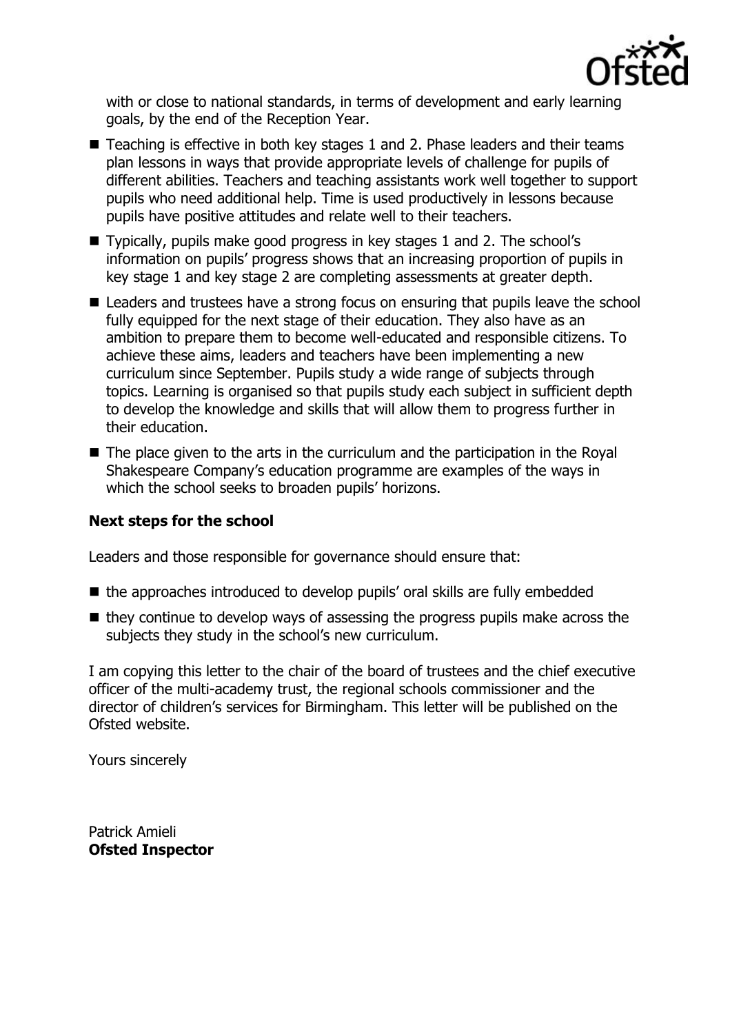with or close to national standards, in terms of development and early learning goals, by the end of the Reception Year.

- Teaching is effective in both key stages 1 and 2. Phase leaders and their teams plan lessons in ways that provide appropriate levels of challenge for pupils of different abilities. Teachers and teaching assistants work well together to support pupils who need additional help. Time is used productively in lessons because pupils have positive attitudes and relate well to their teachers.
- Typically, pupils make good progress in key stages 1 and 2. The school's information on pupils' progress shows that an increasing proportion of pupils in key stage 1 and key stage 2 are completing assessments at greater depth.
- Leaders and trustees have a strong focus on ensuring that pupils leave the school fully equipped for the next stage of their education. They also have as an ambition to prepare them to become well-educated and responsible citizens. To achieve these aims, leaders and teachers have been implementing a new curriculum since September. Pupils study a wide range of subjects through topics. Learning is organised so that pupils study each subject in sufficient depth to develop the knowledge and skills that will allow them to progress further in their education.
- The place given to the arts in the curriculum and the participation in the Royal Shakespeare Company's education programme are examples of the ways in which the school seeks to broaden pupils' horizons.

### Next steps for the school

Leaders and those responsible for governance should ensure that:

- the approaches introduced to develop pupils' oral skills are fully embedded
- they continue to develop ways of assessing the progress pupils make across the subjects they study in the school's new curriculum.

I am copying this letter to the chair of the board of trustees and the chief executive officer of the multi-academy trust, the regional schools commissioner and the director of children's services for Birmingham. This letter will be published on the Ofsted website.

Yours sincerely

Patrick Amieli
**Ofsted Inspector**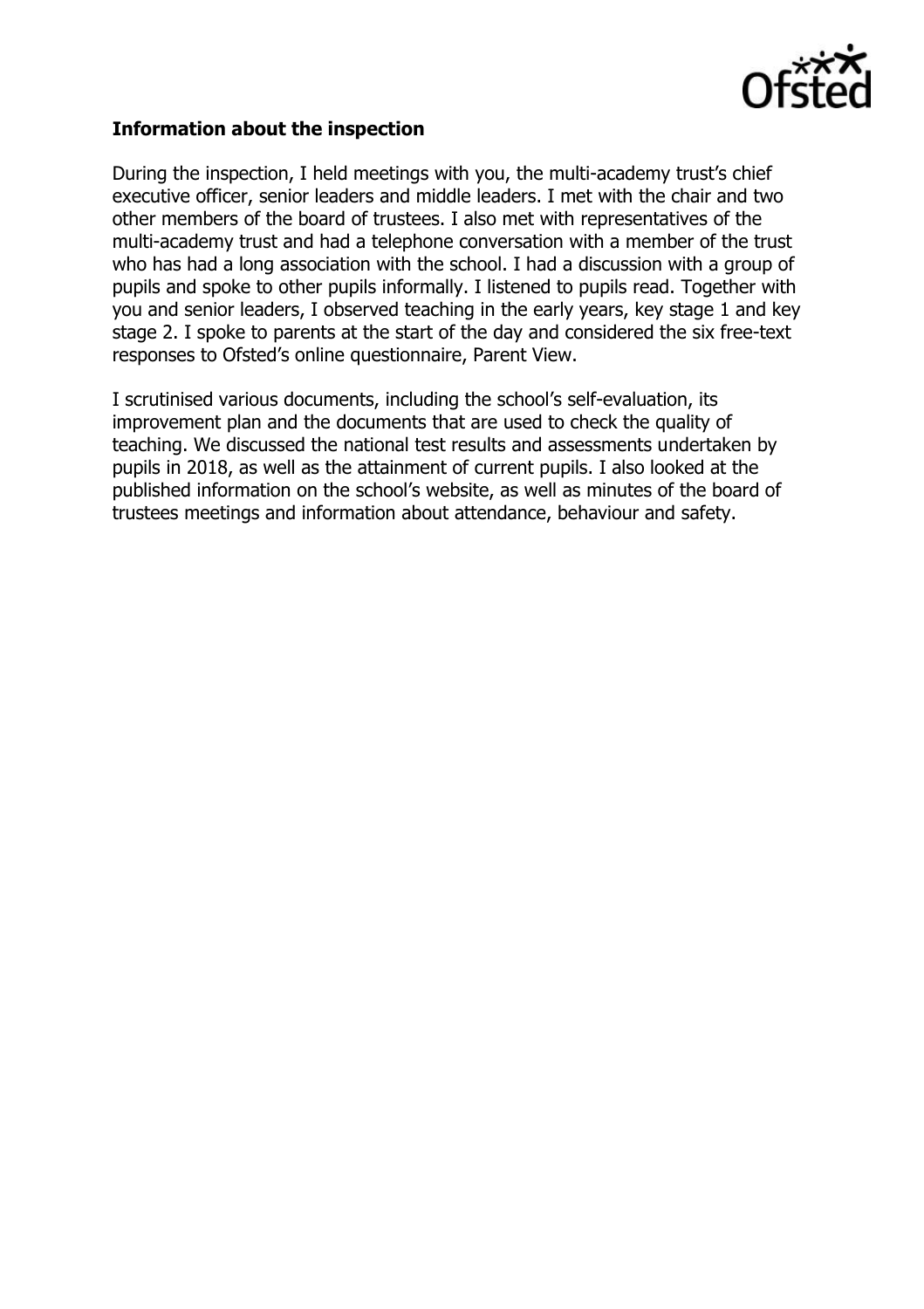**Information about the inspection**

During the inspection, I held meetings with you, the multi-academy trust's chief executive officer, senior leaders and middle leaders. I met with the chair and two other members of the board of trustees. I also met with representatives of the multi-academy trust and had a telephone conversation with a member of the trust who has had a long association with the school. I had a discussion with a group of pupils and spoke to other pupils informally. I listened to pupils read. Together with you and senior leaders, I observed teaching in the early years, key stage 1 and key stage 2. I spoke to parents at the start of the day and considered the six free-text responses to Ofsted's online questionnaire, Parent View.

I scrutinised various documents, including the school's self-evaluation, its improvement plan and the documents that are used to check the quality of teaching. We discussed the national test results and assessments undertaken by pupils in 2018, as well as the attainment of current pupils. I also looked at the published information on the school's website, as well as minutes of the board of trustees meetings and information about attendance, behaviour and safety.